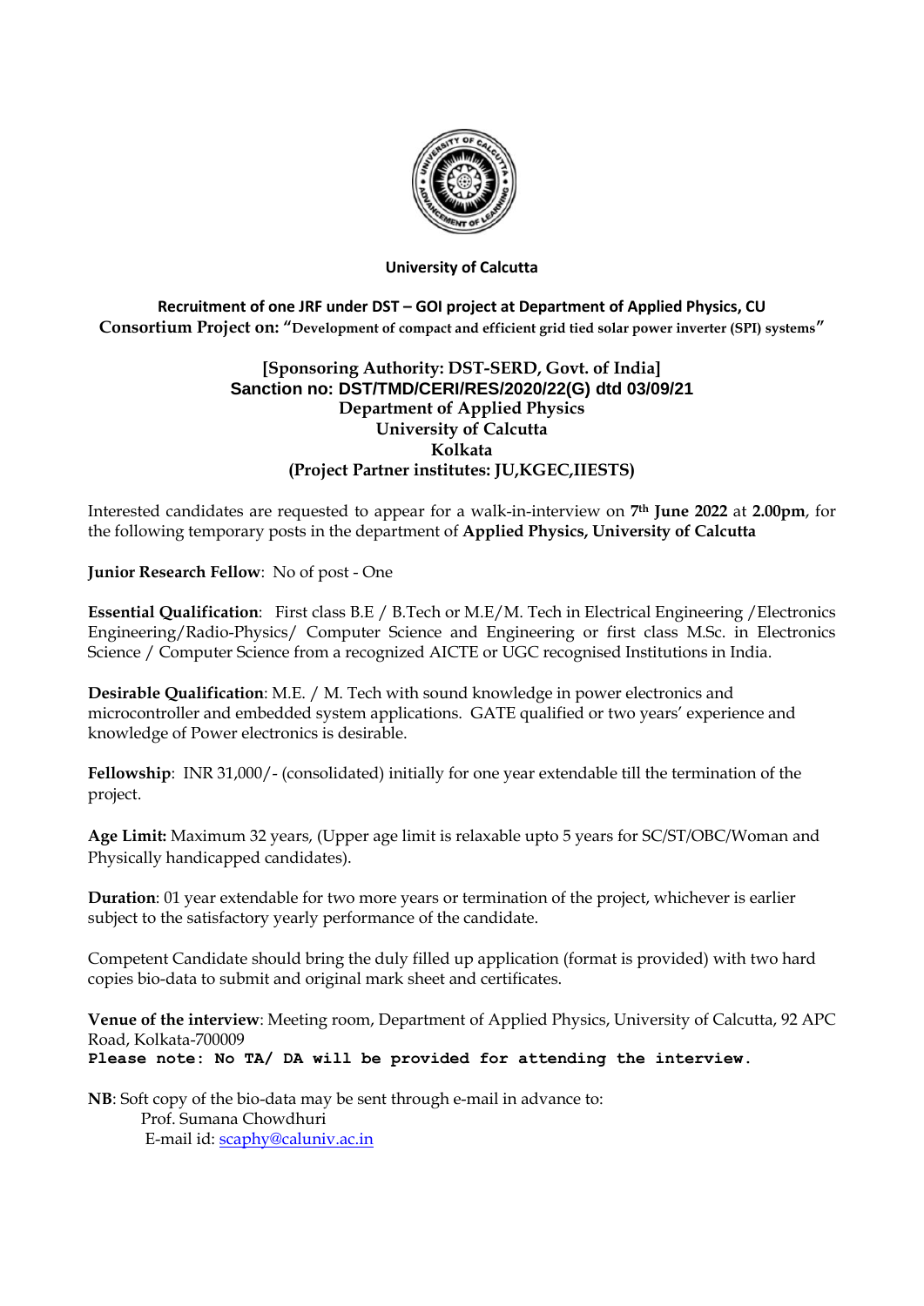**University of Calcutta**

**Recruitment of one JRF under DST – GOI project at Department of Applied Physics, CU**
**Consortium Project on: "Development of compact and efficient grid tied solar power inverter (SPI) systems"**

**[Sponsoring Authority: DST-SERD, Govt. of India]**
**Sanction no: DST/TMD/CERI/RES/2020/22(G) dtd 03/09/21**
**Department of Applied Physics**
**University of Calcutta**
**Kolkata**
**(Project Partner institutes: JU,KGEC,IIESTS)**

Interested candidates are requested to appear for a walk-in-interview on **7th June 2022** at **2.00pm**, for the following temporary posts in the department of **Applied Physics, University of Calcutta**

**Junior Research Fellow**: No of post - One

**Essential Qualification**: First class B.E / B.Tech or M.E/M. Tech in Electrical Engineering /Electronics Engineering/Radio-Physics/ Computer Science and Engineering or first class M.Sc. in Electronics Science / Computer Science from a recognized AICTE or UGC recognised Institutions in India.

**Desirable Qualification**: M.E. / M. Tech with sound knowledge in power electronics and microcontroller and embedded system applications. GATE qualified or two years' experience and knowledge of Power electronics is desirable.

**Fellowship**: INR 31,000/- (consolidated) initially for one year extendable till the termination of the project.

**Age Limit:** Maximum 32 years, (Upper age limit is relaxable upto 5 years for SC/ST/OBC/Woman and Physically handicapped candidates).

**Duration**: 01 year extendable for two more years or termination of the project, whichever is earlier subject to the satisfactory yearly performance of the candidate.

Competent Candidate should bring the duly filled up application (format is provided) with two hard copies bio-data to submit and original mark sheet and certificates.

**Venue of the interview**: Meeting room, Department of Applied Physics, University of Calcutta, 92 APC Road, Kolkata-700009
**Please note: No TA/ DA will be provided for attending the interview.**

**NB**: Soft copy of the bio-data may be sent through e-mail in advance to:
Prof. Sumana Chowdhuri
E-mail id: scaphy@caluniv.ac.in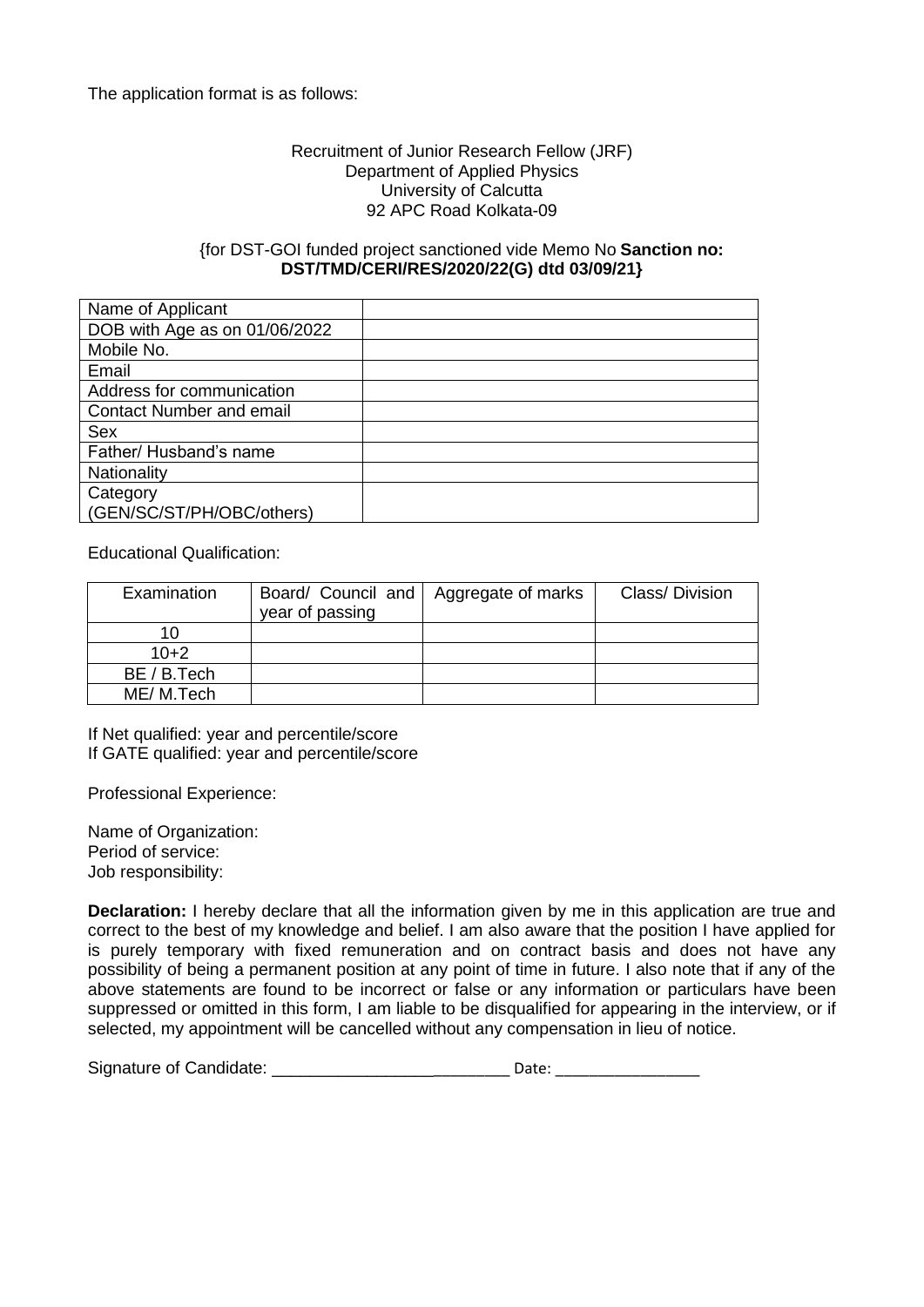The application format is as follows:

Recruitment of Junior Research Fellow (JRF)
Department of Applied Physics
University of Calcutta
92 APC Road Kolkata-09

{for DST-GOI funded project sanctioned vide Memo No **Sanction no: DST/TMD/CERI/RES/2020/22(G) dtd 03/09/21}**

| | |
|---|---|
| Name of Applicant | |
| DOB with Age as on 01/06/2022 | |
| Mobile No. | |
| Email | |
| Address for communication | |
| Contact Number and email | |
| Sex | |
| Father/ Husband's name | |
| Nationality | |
| Category (GEN/SC/ST/PH/OBC/others) | |

Educational Qualification:

| Examination | Board/ Council and year of passing | Aggregate of marks | Class/ Division |
|---|---|---|---|
| 10 | | | |
| 10+2 | | | |
| BE / B.Tech | | | |
| ME/ M.Tech | | | |

If Net qualified: year and percentile/score
If GATE qualified: year and percentile/score

Professional Experience:

Name of Organization:
Period of service:
Job responsibility:

**Declaration:** I hereby declare that all the information given by me in this application are true and correct to the best of my knowledge and belief. I am also aware that the position I have applied for is purely temporary with fixed remuneration and on contract basis and does not have any possibility of being a permanent position at any point of time in future. I also note that if any of the above statements are found to be incorrect or false or any information or particulars have been suppressed or omitted in this form, I am liable to be disqualified for appearing in the interview, or if selected, my appointment will be cancelled without any compensation in lieu of notice.

Signature of Candidate: __________________________ Date: ________________